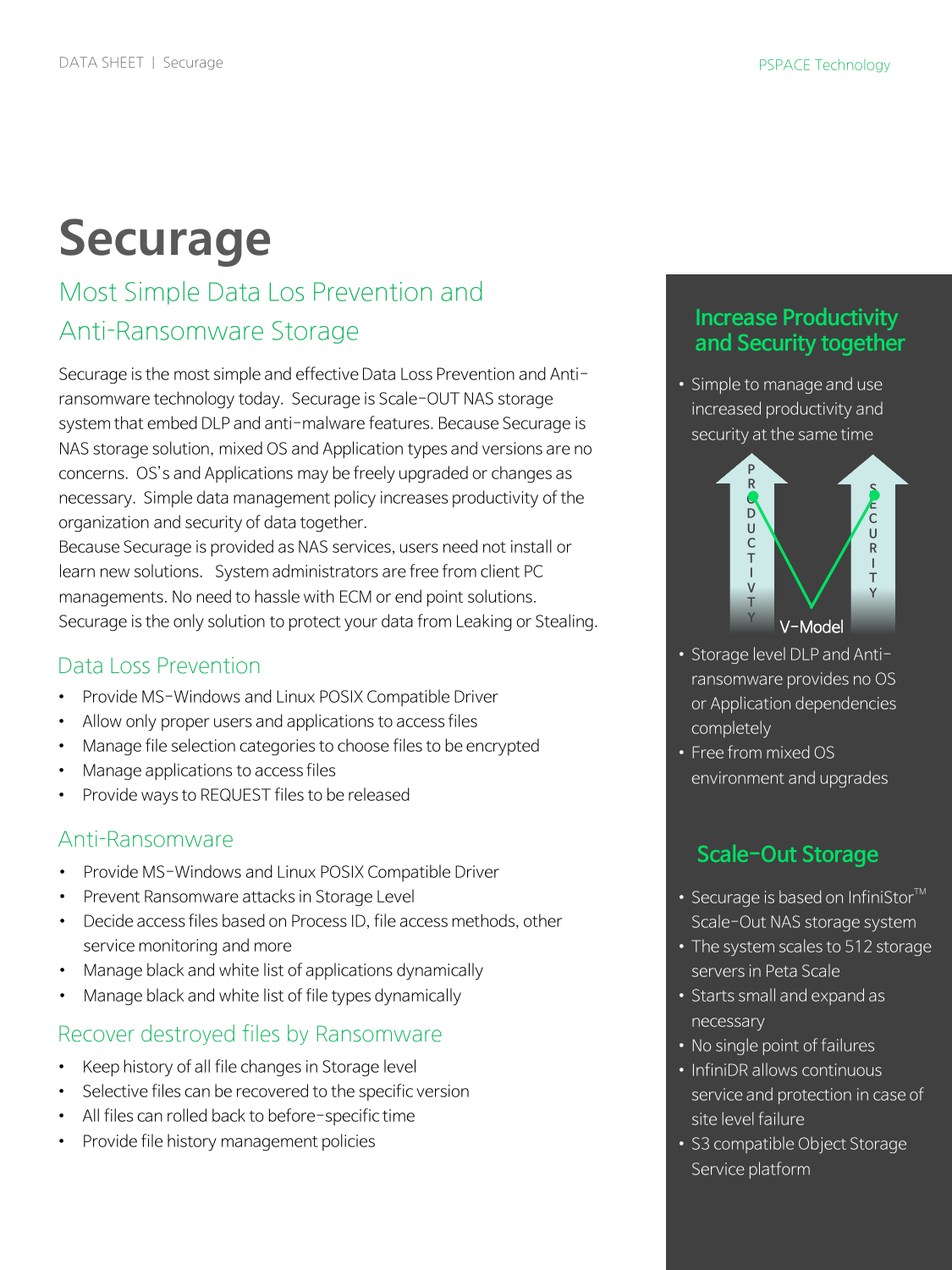# Securage

## Most Simple Data Los Prevention and Anti-Ransomware Storage

Securage is the most simple and effective Data Loss Prevention and Anti-ransomware technology today. Securage is Scale-OUT NAS storage system that embed DLP and anti-malware features. Because Securage is NAS storage solution, mixed OS and Application types and versions are no concerns. OS's and Applications may be freely upgraded or changes as necessary. Simple data management policy increases productivity of the organization and security of data together.

Because Securage is provided as NAS services, users need not install or learn new solutions. System administrators are free from client PC managements. No need to hassle with ECM or end point solutions. Securage is the only solution to protect your data from Leaking or Stealing.

### Data Loss Prevention

- Provide MS-Windows and Linux POSIX Compatible Driver
- Allow only proper users and applications to access files
- Manage file selection categories to choose files to be encrypted
- Manage applications to access files
- Provide ways to REQUEST files to be released

### Anti-Ransomware

- Provide MS-Windows and Linux POSIX Compatible Driver
- Prevent Ransomware attacks in Storage Level
- Decide access files based on Process ID, file access methods, other service monitoring and more
- Manage black and white list of applications dynamically
- Manage black and white list of file types dynamically

### Recover destroyed files by Ransomware

- Keep history of all file changes in Storage level
- Selective files can be recovered to the specific version
- All files can rolled back to before-specific time
- Provide file history management policies

### Increase Productivity and Security together

- Simple to manage and use increased productivity and security at the same time

PRODUCTIVITY SECURITY

V-Model

- Storage level DLP and Anti-ransomware provides no OS or Application dependencies completely
- Free from mixed OS environment and upgrades

### Scale-Out Storage

- Securage is based on InfiniStor™ Scale-Out NAS storage system
- The system scales to 512 storage servers in Peta Scale
- Starts small and expand as necessary
- No single point of failures
- InfiniDR allows continuous service and protection in case of site level failure
- S3 compatible Object Storage Service platform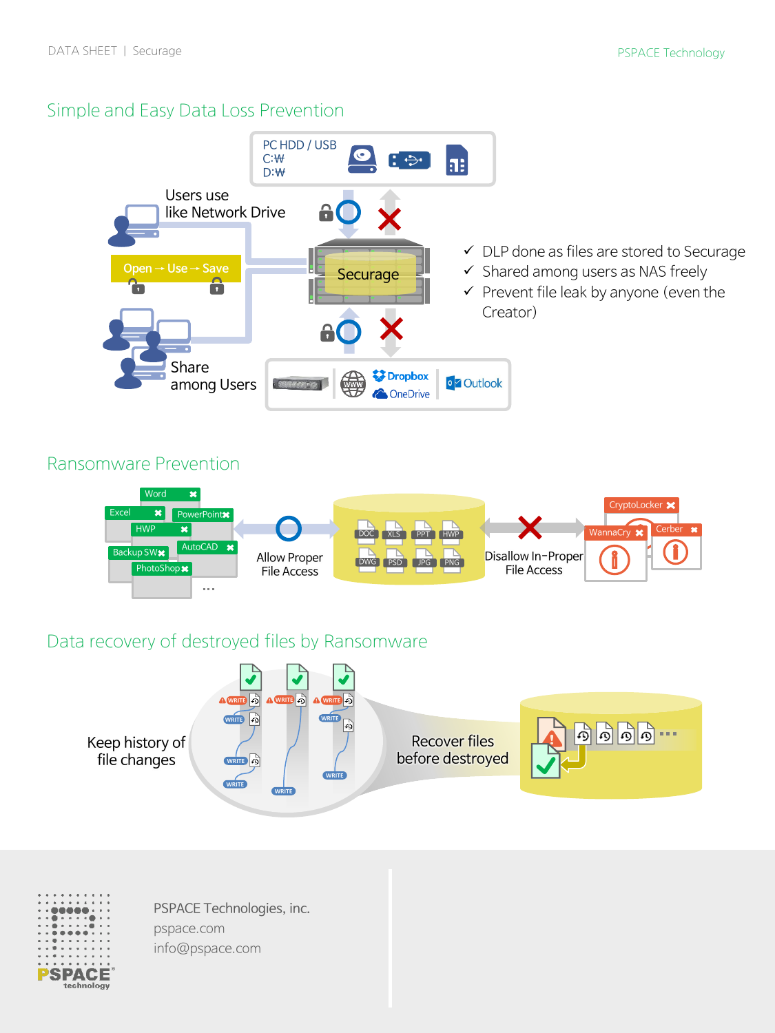## Simple and Easy Data Loss Prevention

PC HDD / USB
C:₩
D:₩

Users use
like Network Drive

Open → Use → Save

Share
among Users

Securage

Dropbox
OneDrive
Outlook

- ✓ DLP done as files are stored to Securage
- ✓ Shared among users as NAS freely
- ✓ Prevent file leak by anyone (even the Creator)

## Ransomware Prevention

Word
Excel
PowerPoint
HWP
Backup SW
AutoCAD
PhotoShop
...

Allow Proper
File Access

DOC XLS PPT HWP
DWG PSD JPG PNG

Disallow In-Proper
File Access

CryptoLocker
WannaCry
Cerber

## Data recovery of destroyed files by Ransomware

Keep history of
file changes

Recover files
before destroyed

PSPACE Technologies, inc.
pspace.com
info@pspace.com